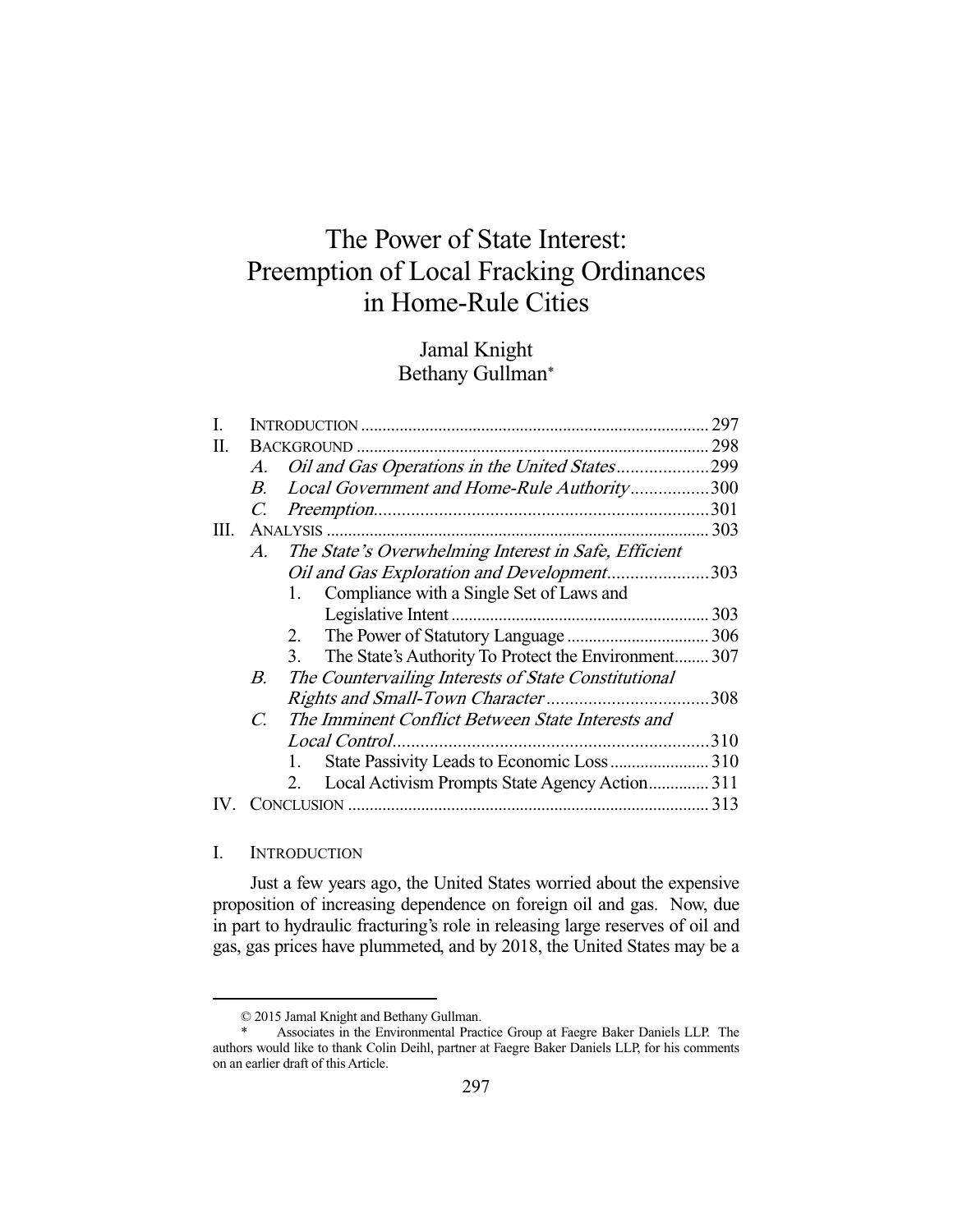# The Power of State Interest: Preemption of Local Fracking Ordinances in Home-Rule Cities

Jamal Knight
Bethany Gullman*

I. INTRODUCTION ................................................................................ 297
II. BACKGROUND ................................................................................. 298
 A. *Oil and Gas Operations in the United States* .................... 299
 B. *Local Government and Home-Rule Authority* ................. 300
 C. *Preemption* ......................................................................... 301
III. ANALYSIS ........................................................................................ 303
 A. *The State's Overwhelming Interest in Safe, Efficient Oil and Gas Exploration and Development* ...................... 303
  1. Compliance with a Single Set of Laws and Legislative Intent ............................................................ 303
  2. The Power of Statutory Language ................................ 306
  3. The State's Authority To Protect the Environment ........ 307
 B. *The Countervailing Interests of State Constitutional Rights and Small-Town Character* ................................... 308
 C. *The Imminent Conflict Between State Interests and Local Control* .................................................................... 310
  1. State Passivity Leads to Economic Loss ....................... 310
  2. Local Activism Prompts State Agency Action .............. 311
IV. CONCLUSION ................................................................................... 313

## I. INTRODUCTION

Just a few years ago, the United States worried about the expensive proposition of increasing dependence on foreign oil and gas. Now, due in part to hydraulic fracturing's role in releasing large reserves of oil and gas, gas prices have plummeted, and by 2018, the United States may be a

---

© 2015 Jamal Knight and Bethany Gullman.

\* Associates in the Environmental Practice Group at Faegre Baker Daniels LLP. The authors would like to thank Colin Deihl, partner at Faegre Baker Daniels LLP, for his comments on an earlier draft of this Article.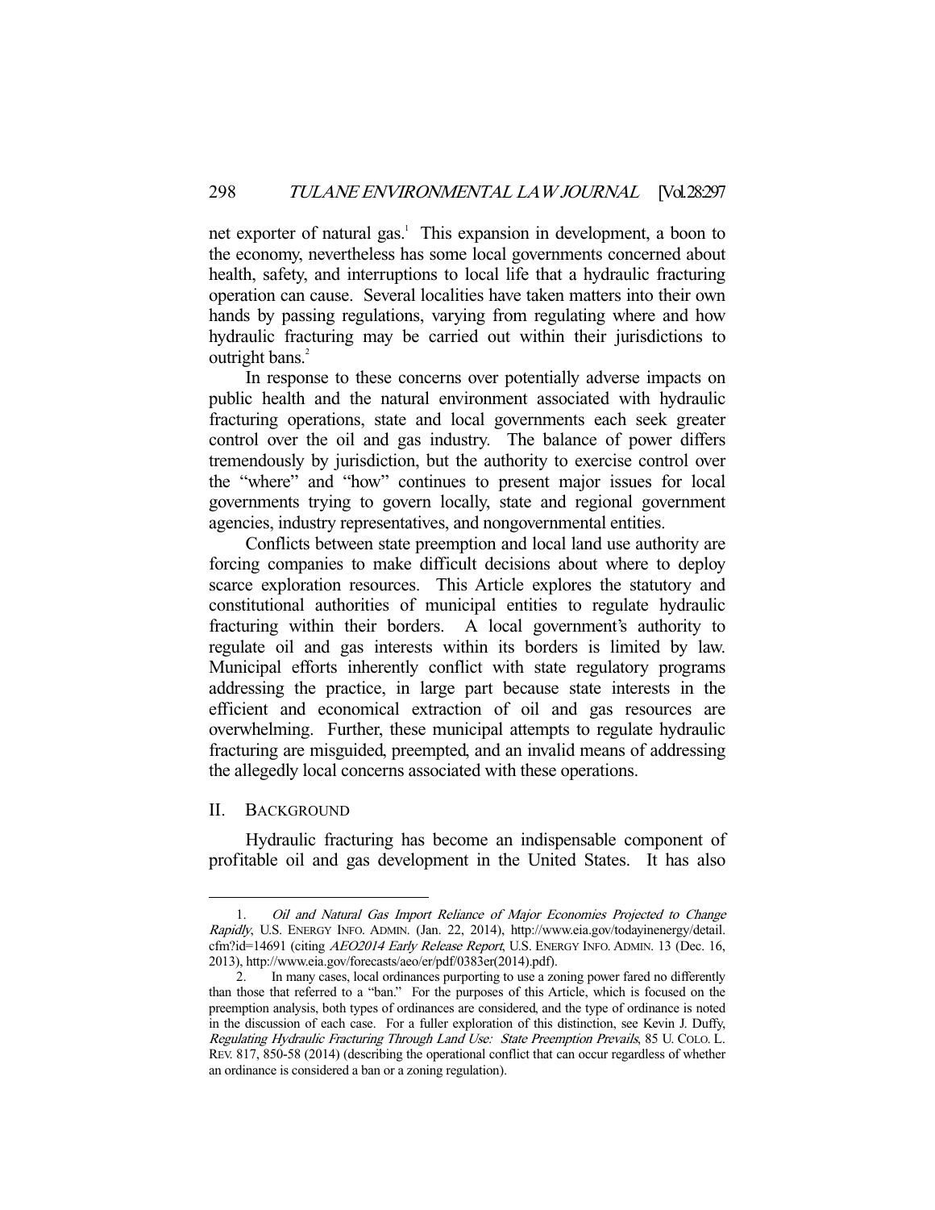net exporter of natural gas.[1] This expansion in development, a boon to the economy, nevertheless has some local governments concerned about health, safety, and interruptions to local life that a hydraulic fracturing operation can cause. Several localities have taken matters into their own hands by passing regulations, varying from regulating where and how hydraulic fracturing may be carried out within their jurisdictions to outright bans.[2]

In response to these concerns over potentially adverse impacts on public health and the natural environment associated with hydraulic fracturing operations, state and local governments each seek greater control over the oil and gas industry. The balance of power differs tremendously by jurisdiction, but the authority to exercise control over the "where" and "how" continues to present major issues for local governments trying to govern locally, state and regional government agencies, industry representatives, and nongovernmental entities.

Conflicts between state preemption and local land use authority are forcing companies to make difficult decisions about where to deploy scarce exploration resources. This Article explores the statutory and constitutional authorities of municipal entities to regulate hydraulic fracturing within their borders. A local government's authority to regulate oil and gas interests within its borders is limited by law. Municipal efforts inherently conflict with state regulatory programs addressing the practice, in large part because state interests in the efficient and economical extraction of oil and gas resources are overwhelming. Further, these municipal attempts to regulate hydraulic fracturing are misguided, preempted, and an invalid means of addressing the allegedly local concerns associated with these operations.

## II. Background

Hydraulic fracturing has become an indispensable component of profitable oil and gas development in the United States. It has also

---

1. *Oil and Natural Gas Import Reliance of Major Economies Projected to Change Rapidly*, U.S. ENERGY INFO. ADMIN. (Jan. 22, 2014), http://www.eia.gov/todayinenergy/detail.cfm?id=14691 (citing *AEO2014 Early Release Report*, U.S. ENERGY INFO. ADMIN. 13 (Dec. 16, 2013), http://www.eia.gov/forecasts/aeo/er/pdf/0383er(2014).pdf).

2. In many cases, local ordinances purporting to use a zoning power fared no differently than those that referred to a "ban." For the purposes of this Article, which is focused on the preemption analysis, both types of ordinances are considered, and the type of ordinance is noted in the discussion of each case. For a fuller exploration of this distinction, see Kevin J. Duffy, *Regulating Hydraulic Fracturing Through Land Use: State Preemption Prevails*, 85 U. COLO. L. REV. 817, 850-58 (2014) (describing the operational conflict that can occur regardless of whether an ordinance is considered a ban or a zoning regulation).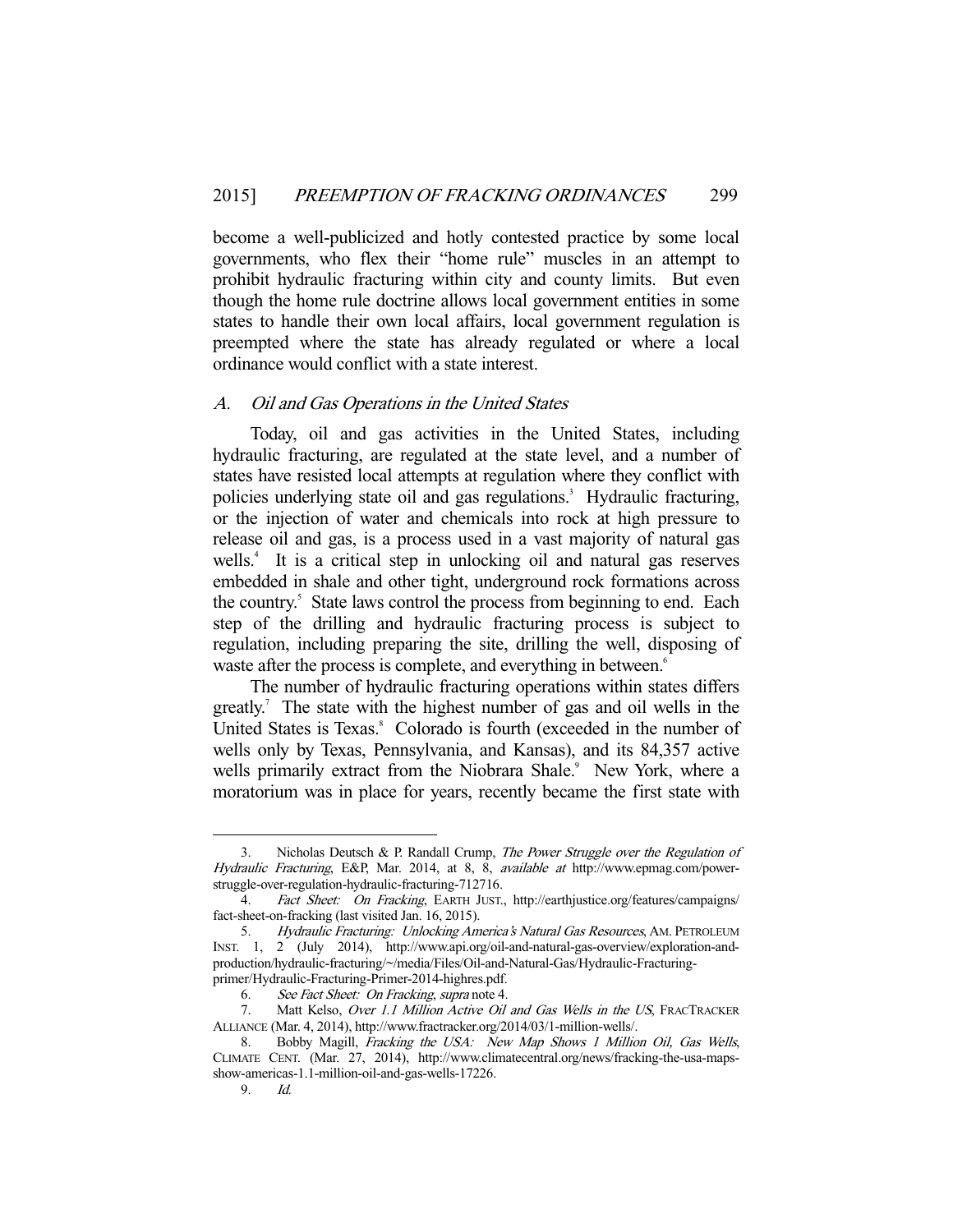become a well-publicized and hotly contested practice by some local governments, who flex their "home rule" muscles in an attempt to prohibit hydraulic fracturing within city and county limits. But even though the home rule doctrine allows local government entities in some states to handle their own local affairs, local government regulation is preempted where the state has already regulated or where a local ordinance would conflict with a state interest.

### *A. Oil and Gas Operations in the United States*

Today, oil and gas activities in the United States, including hydraulic fracturing, are regulated at the state level, and a number of states have resisted local attempts at regulation where they conflict with policies underlying state oil and gas regulations.[3] Hydraulic fracturing, or the injection of water and chemicals into rock at high pressure to release oil and gas, is a process used in a vast majority of natural gas wells.[4] It is a critical step in unlocking oil and natural gas reserves embedded in shale and other tight, underground rock formations across the country.[5] State laws control the process from beginning to end. Each step of the drilling and hydraulic fracturing process is subject to regulation, including preparing the site, drilling the well, disposing of waste after the process is complete, and everything in between.[6]

The number of hydraulic fracturing operations within states differs greatly.[7] The state with the highest number of gas and oil wells in the United States is Texas.[8] Colorado is fourth (exceeded in the number of wells only by Texas, Pennsylvania, and Kansas), and its 84,357 active wells primarily extract from the Niobrara Shale.[9] New York, where a moratorium was in place for years, recently became the first state with

---

3. Nicholas Deutsch & P. Randall Crump, *The Power Struggle over the Regulation of Hydraulic Fracturing*, E&P, Mar. 2014, at 8, 8, *available at* http://www.epmag.com/power-struggle-over-regulation-hydraulic-fracturing-712716.

4. *Fact Sheet: On Fracking*, EARTH JUST., http://earthjustice.org/features/campaigns/fact-sheet-on-fracking (last visited Jan. 16, 2015).

5. *Hydraulic Fracturing: Unlocking America's Natural Gas Resources*, AM. PETROLEUM INST. 1, 2 (July 2014), http://www.api.org/oil-and-natural-gas-overview/exploration-and-production/hydraulic-fracturing/~/media/Files/Oil-and-Natural-Gas/Hydraulic-Fracturing-primer/Hydraulic-Fracturing-Primer-2014-highres.pdf.

6. *See Fact Sheet: On Fracking*, *supra* note 4.

7. Matt Kelso, *Over 1.1 Million Active Oil and Gas Wells in the US*, FRACTRACKER ALLIANCE (Mar. 4, 2014), http://www.fractracker.org/2014/03/1-million-wells/.

8. Bobby Magill, *Fracking the USA: New Map Shows 1 Million Oil, Gas Wells*, CLIMATE CENT. (Mar. 27, 2014), http://www.climatecentral.org/news/fracking-the-usa-maps-show-americas-1.1-million-oil-and-gas-wells-17226.

9. *Id.*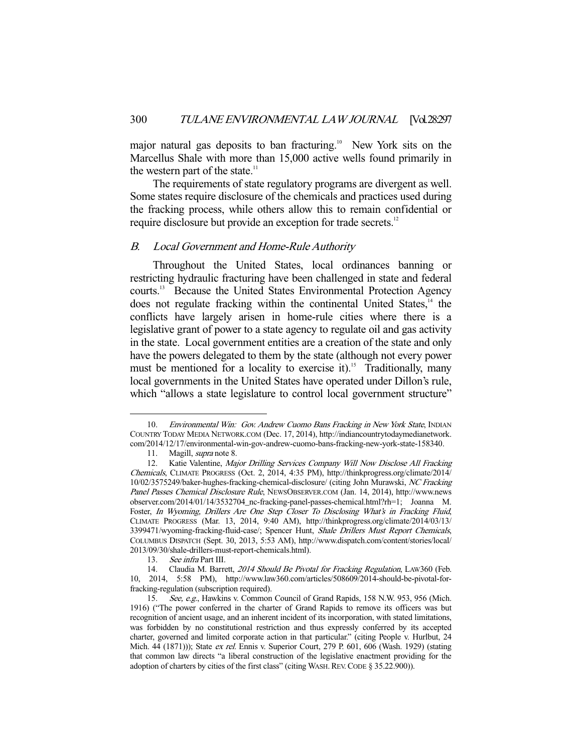major natural gas deposits to ban fracturing.[10] New York sits on the Marcellus Shale with more than 15,000 active wells found primarily in the western part of the state.[11]

The requirements of state regulatory programs are divergent as well. Some states require disclosure of the chemicals and practices used during the fracking process, while others allow this to remain confidential or require disclosure but provide an exception for trade secrets.[12]

### *B. Local Government and Home-Rule Authority*

Throughout the United States, local ordinances banning or restricting hydraulic fracturing have been challenged in state and federal courts.[13] Because the United States Environmental Protection Agency does not regulate fracking within the continental United States,[14] the conflicts have largely arisen in home-rule cities where there is a legislative grant of power to a state agency to regulate oil and gas activity in the state. Local government entities are a creation of the state and only have the powers delegated to them by the state (although not every power must be mentioned for a locality to exercise it).[15] Traditionally, many local governments in the United States have operated under Dillon's rule, which "allows a state legislature to control local government structure"

---

10. *Environmental Win: Gov. Andrew Cuomo Bans Fracking in New York State*, INDIAN COUNTRY TODAY MEDIA NETWORK.COM (Dec. 17, 2014), http://indiancountrytodaymedianetwork.com/2014/12/17/environmental-win-gov-andrew-cuomo-bans-fracking-new-york-state-158340.

11. Magill, *supra* note 8.

12. Katie Valentine, *Major Drilling Services Company Will Now Disclose All Fracking Chemicals*, CLIMATE PROGRESS (Oct. 2, 2014, 4:35 PM), http://thinkprogress.org/climate/2014/10/02/3575249/baker-hughes-fracking-chemical-disclosure/ (citing John Murawski, *NC Fracking Panel Passes Chemical Disclosure Rule*, NEWSOBSERVER.COM (Jan. 14, 2014), http://www.newsobserver.com/2014/01/14/3532704_nc-fracking-panel-passes-chemical.html?rh=1; Joanna M. Foster, *In Wyoming, Drillers Are One Step Closer To Disclosing What's in Fracking Fluid*, CLIMATE PROGRESS (Mar. 13, 2014, 9:40 AM), http://thinkprogress.org/climate/2014/03/13/3399471/wyoming-fracking-fluid-case/; Spencer Hunt, *Shale Drillers Must Report Chemicals*, COLUMBUS DISPATCH (Sept. 30, 2013, 5:53 AM), http://www.dispatch.com/content/stories/local/2013/09/30/shale-drillers-must-report-chemicals.html).

13. *See infra* Part III.

14. Claudia M. Barrett, *2014 Should Be Pivotal for Fracking Regulation*, LAW360 (Feb. 10, 2014, 5:58 PM), http://www.law360.com/articles/508609/2014-should-be-pivotal-for-fracking-regulation (subscription required).

15. *See, e.g.*, Hawkins v. Common Council of Grand Rapids, 158 N.W. 953, 956 (Mich. 1916) ("The power conferred in the charter of Grand Rapids to remove its officers was but recognition of ancient usage, and an inherent incident of its incorporation, with stated limitations, was forbidden by no constitutional restriction and thus expressly conferred by its accepted charter, governed and limited corporate action in that particular." (citing People v. Hurlbut, 24 Mich. 44 (1871))); State *ex rel.* Ennis v. Superior Court, 279 P. 601, 606 (Wash. 1929) (stating that common law directs "a liberal construction of the legislative enactment providing for the adoption of charters by cities of the first class" (citing WASH. REV. CODE § 35.22.900)).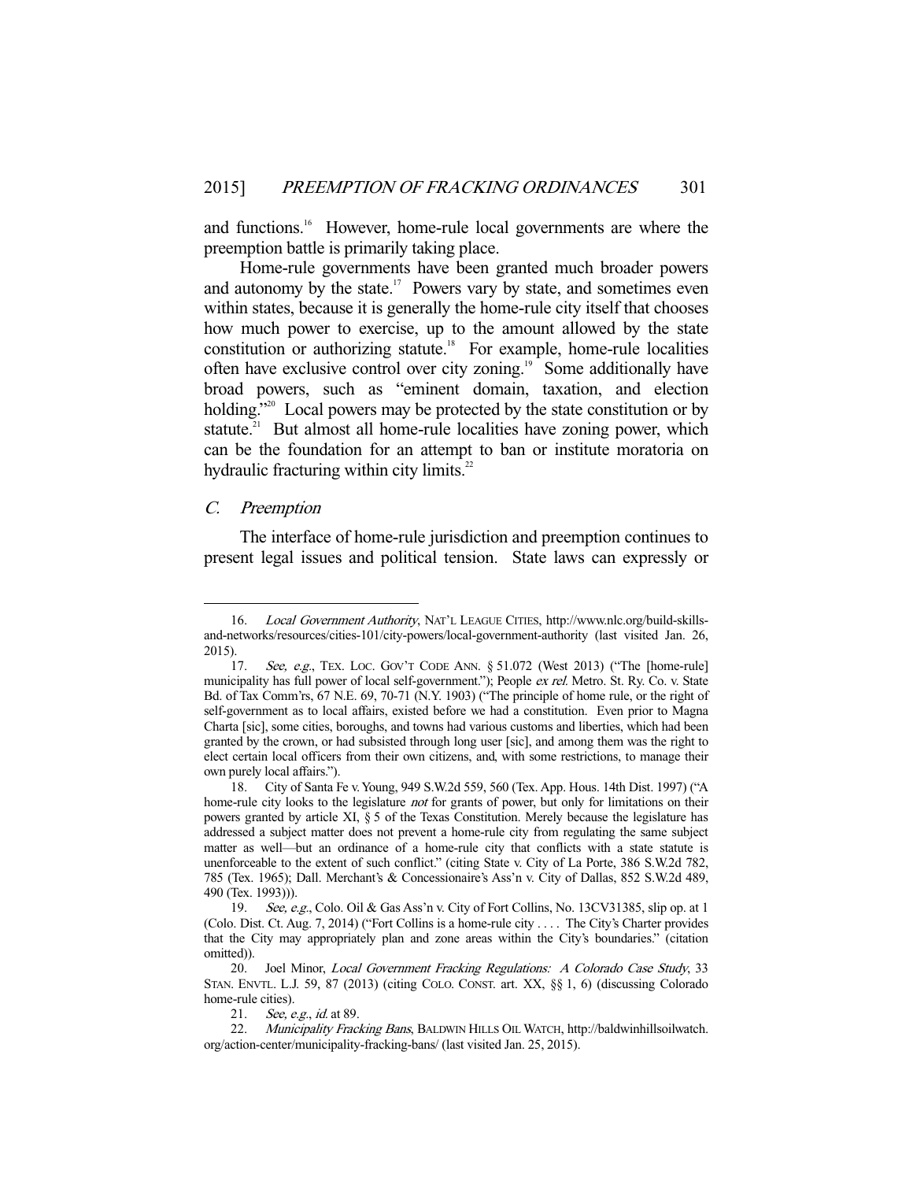and functions.[16] However, home-rule local governments are where the preemption battle is primarily taking place.

Home-rule governments have been granted much broader powers and autonomy by the state.[17] Powers vary by state, and sometimes even within states, because it is generally the home-rule city itself that chooses how much power to exercise, up to the amount allowed by the state constitution or authorizing statute.[18] For example, home-rule localities often have exclusive control over city zoning.[19] Some additionally have broad powers, such as "eminent domain, taxation, and election holding."[20] Local powers may be protected by the state constitution or by statute.[21] But almost all home-rule localities have zoning power, which can be the foundation for an attempt to ban or institute moratoria on hydraulic fracturing within city limits.[22]

### *C. Preemption*

The interface of home-rule jurisdiction and preemption continues to present legal issues and political tension. State laws can expressly or

---

16. *Local Government Authority*, NAT'L LEAGUE CITIES, http://www.nlc.org/build-skills-and-networks/resources/cities-101/city-powers/local-government-authority (last visited Jan. 26, 2015).

17. *See, e.g.*, TEX. LOC. GOV'T CODE ANN. § 51.072 (West 2013) ("The [home-rule] municipality has full power of local self-government."); People *ex rel.* Metro. St. Ry. Co. v. State Bd. of Tax Comm'rs, 67 N.E. 69, 70-71 (N.Y. 1903) ("The principle of home rule, or the right of self-government as to local affairs, existed before we had a constitution. Even prior to Magna Charta [sic], some cities, boroughs, and towns had various customs and liberties, which had been granted by the crown, or had subsisted through long user [sic], and among them was the right to elect certain local officers from their own citizens, and, with some restrictions, to manage their own purely local affairs.").

18. City of Santa Fe v. Young, 949 S.W.2d 559, 560 (Tex. App. Hous. 14th Dist. 1997) ("A home-rule city looks to the legislature *not* for grants of power, but only for limitations on their powers granted by article XI, § 5 of the Texas Constitution. Merely because the legislature has addressed a subject matter does not prevent a home-rule city from regulating the same subject matter as well—but an ordinance of a home-rule city that conflicts with a state statute is unenforceable to the extent of such conflict." (citing State v. City of La Porte, 386 S.W.2d 782, 785 (Tex. 1965); Dall. Merchant's & Concessionaire's Ass'n v. City of Dallas, 852 S.W.2d 489, 490 (Tex. 1993))).

19. *See, e.g.*, Colo. Oil & Gas Ass'n v. City of Fort Collins, No. 13CV31385, slip op. at 1 (Colo. Dist. Ct. Aug. 7, 2014) ("Fort Collins is a home-rule city . . . . The City's Charter provides that the City may appropriately plan and zone areas within the City's boundaries." (citation omitted)).

20. Joel Minor, *Local Government Fracking Regulations: A Colorado Case Study*, 33 STAN. ENVTL. L.J. 59, 87 (2013) (citing COLO. CONST. art. XX, §§ 1, 6) (discussing Colorado home-rule cities).

21. *See, e.g.*, *id.* at 89.

22. *Municipality Fracking Bans*, BALDWIN HILLS OIL WATCH, http://baldwinhillsoilwatch.org/action-center/municipality-fracking-bans/ (last visited Jan. 25, 2015).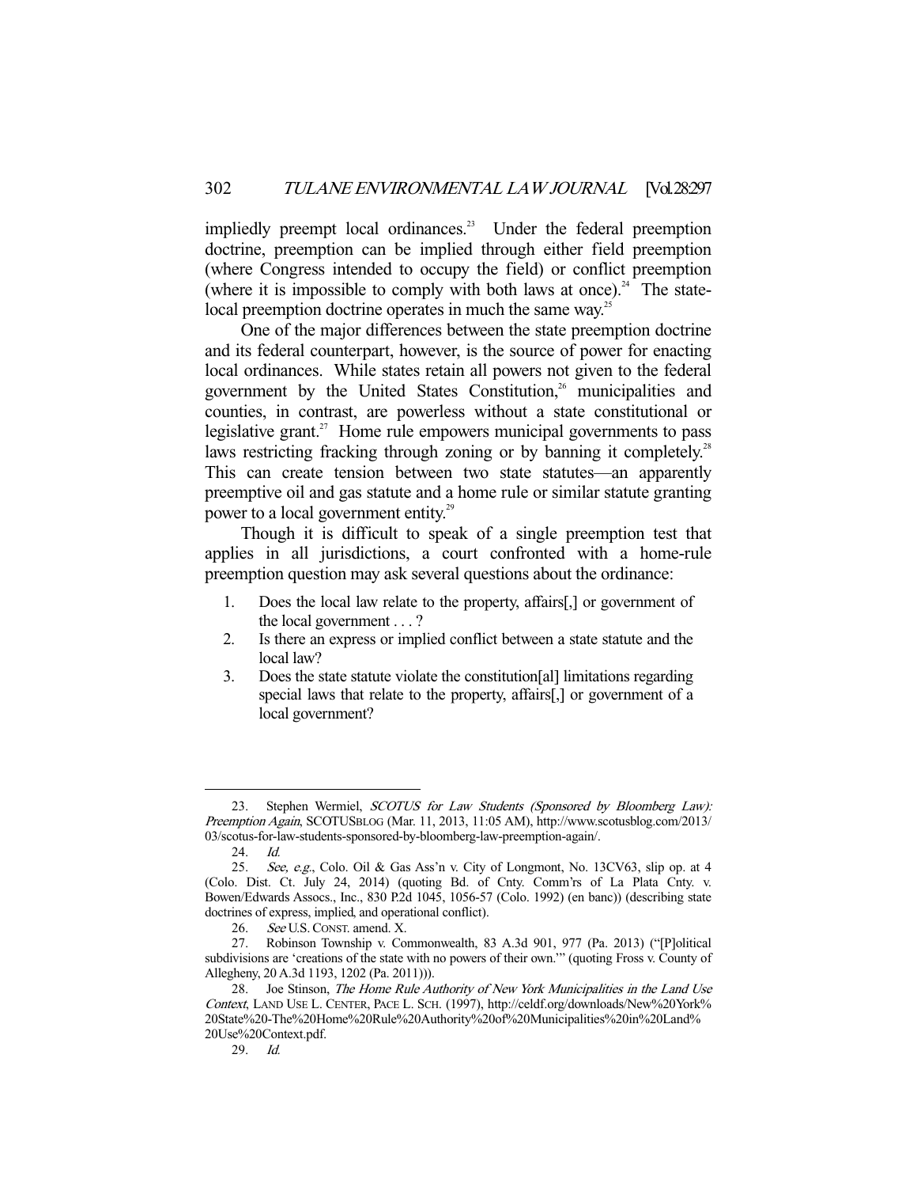impliedly preempt local ordinances.[23] Under the federal preemption doctrine, preemption can be implied through either field preemption (where Congress intended to occupy the field) or conflict preemption (where it is impossible to comply with both laws at once).[24] The state-local preemption doctrine operates in much the same way.[25]

One of the major differences between the state preemption doctrine and its federal counterpart, however, is the source of power for enacting local ordinances. While states retain all powers not given to the federal government by the United States Constitution,[26] municipalities and counties, in contrast, are powerless without a state constitutional or legislative grant.[27] Home rule empowers municipal governments to pass laws restricting fracking through zoning or by banning it completely.[28] This can create tension between two state statutes—an apparently preemptive oil and gas statute and a home rule or similar statute granting power to a local government entity.[29]

Though it is difficult to speak of a single preemption test that applies in all jurisdictions, a court confronted with a home-rule preemption question may ask several questions about the ordinance:

1. Does the local law relate to the property, affairs[,] or government of the local government . . . ?
2. Is there an express or implied conflict between a state statute and the local law?
3. Does the state statute violate the constitution[al] limitations regarding special laws that relate to the property, affairs[,] or government of a local government?

---

23. Stephen Wermiel, *SCOTUS for Law Students (Sponsored by Bloomberg Law): Preemption Again*, SCOTUSBLOG (Mar. 11, 2013, 11:05 AM), http://www.scotusblog.com/2013/03/scotus-for-law-students-sponsored-by-bloomberg-law-preemption-again/.

24. *Id.*

25. *See, e.g.*, Colo. Oil & Gas Ass'n v. City of Longmont, No. 13CV63, slip op. at 4 (Colo. Dist. Ct. July 24, 2014) (quoting Bd. of Cnty. Comm'rs of La Plata Cnty. v. Bowen/Edwards Assocs., Inc., 830 P.2d 1045, 1056-57 (Colo. 1992) (en banc)) (describing state doctrines of express, implied, and operational conflict).

26. *See* U.S. CONST. amend. X.

27. Robinson Township v. Commonwealth, 83 A.3d 901, 977 (Pa. 2013) ("[P]olitical subdivisions are 'creations of the state with no powers of their own.'" (quoting Fross v. County of Allegheny, 20 A.3d 1193, 1202 (Pa. 2011))).

28. Joe Stinson, *The Home Rule Authority of New York Municipalities in the Land Use Context*, LAND USE L. CENTER, PACE L. SCH. (1997), http://celdf.org/downloads/New%20York%20State%20-The%20Home%20Rule%20Authority%20of%20Municipalities%20in%20Land%20Use%20Context.pdf.

29. *Id.*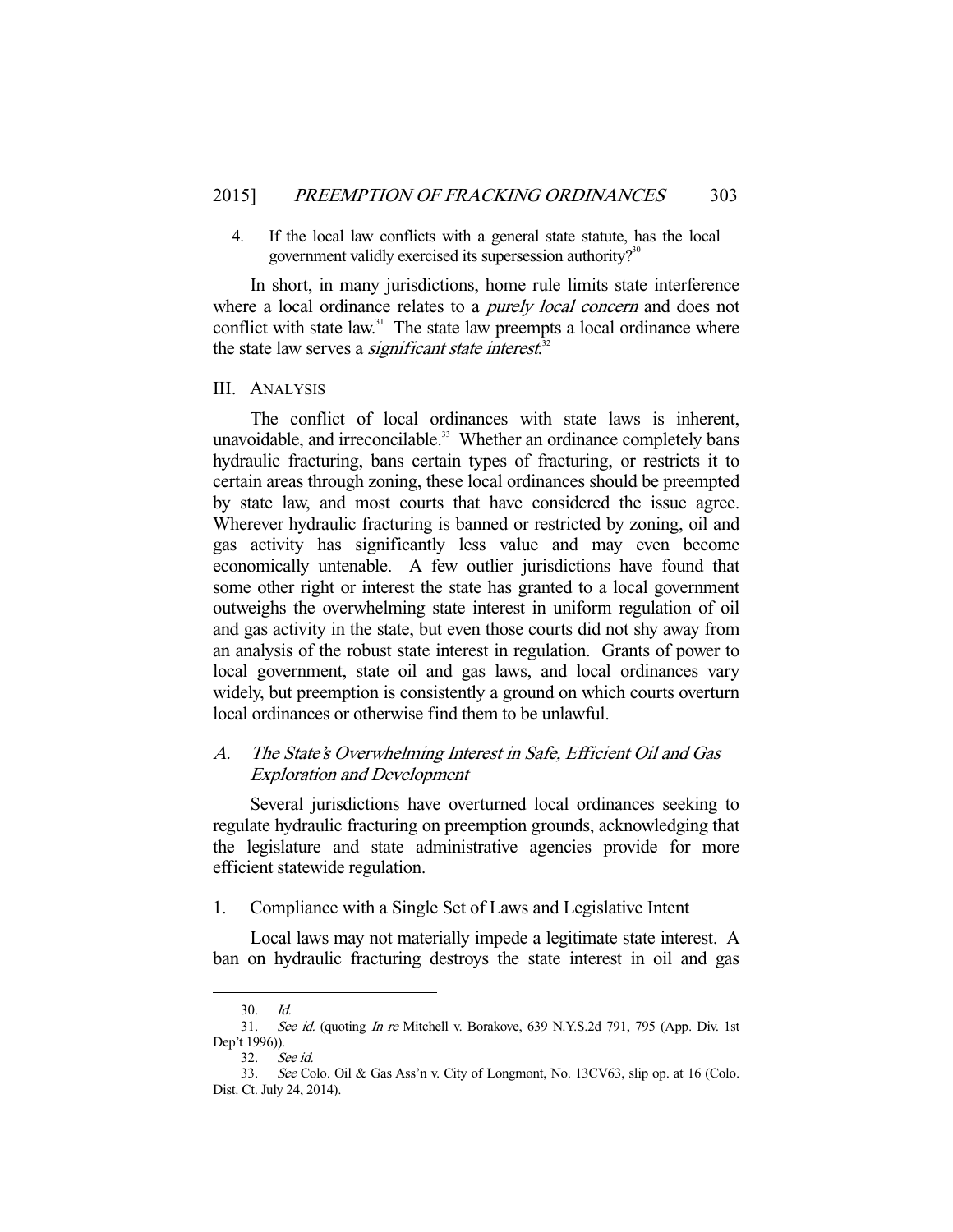4. If the local law conflicts with a general state statute, has the local government validly exercised its supersession authority?[30]

In short, in many jurisdictions, home rule limits state interference where a local ordinance relates to a *purely local concern* and does not conflict with state law.[31] The state law preempts a local ordinance where the state law serves a *significant state interest*.[32]

## III. ANALYSIS

The conflict of local ordinances with state laws is inherent, unavoidable, and irreconcilable.[33] Whether an ordinance completely bans hydraulic fracturing, bans certain types of fracturing, or restricts it to certain areas through zoning, these local ordinances should be preempted by state law, and most courts that have considered the issue agree. Wherever hydraulic fracturing is banned or restricted by zoning, oil and gas activity has significantly less value and may even become economically untenable. A few outlier jurisdictions have found that some other right or interest the state has granted to a local government outweighs the overwhelming state interest in uniform regulation of oil and gas activity in the state, but even those courts did not shy away from an analysis of the robust state interest in regulation. Grants of power to local government, state oil and gas laws, and local ordinances vary widely, but preemption is consistently a ground on which courts overturn local ordinances or otherwise find them to be unlawful.

### *A. The State's Overwhelming Interest in Safe, Efficient Oil and Gas Exploration and Development*

Several jurisdictions have overturned local ordinances seeking to regulate hydraulic fracturing on preemption grounds, acknowledging that the legislature and state administrative agencies provide for more efficient statewide regulation.

#### 1. Compliance with a Single Set of Laws and Legislative Intent

Local laws may not materially impede a legitimate state interest. A ban on hydraulic fracturing destroys the state interest in oil and gas

---

30. *Id.*

31. *See id.* (quoting *In re* Mitchell v. Borakove, 639 N.Y.S.2d 791, 795 (App. Div. 1st Dep't 1996)).

32. *See id.*

33. *See* Colo. Oil & Gas Ass'n v. City of Longmont, No. 13CV63, slip op. at 16 (Colo. Dist. Ct. July 24, 2014).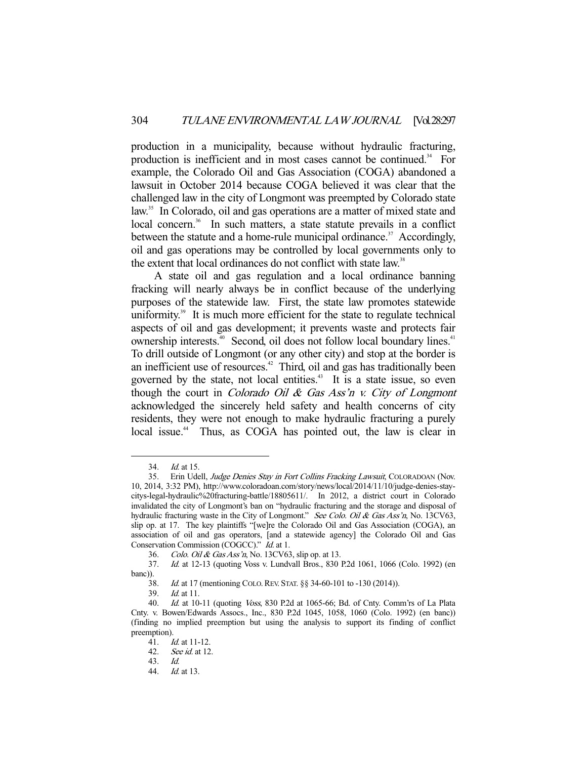production in a municipality, because without hydraulic fracturing, production is inefficient and in most cases cannot be continued.[34] For example, the Colorado Oil and Gas Association (COGA) abandoned a lawsuit in October 2014 because COGA believed it was clear that the challenged law in the city of Longmont was preempted by Colorado state law.[35] In Colorado, oil and gas operations are a matter of mixed state and local concern.[36] In such matters, a state statute prevails in a conflict between the statute and a home-rule municipal ordinance.[37] Accordingly, oil and gas operations may be controlled by local governments only to the extent that local ordinances do not conflict with state law.[38]

A state oil and gas regulation and a local ordinance banning fracking will nearly always be in conflict because of the underlying purposes of the statewide law. First, the state law promotes statewide uniformity.[39] It is much more efficient for the state to regulate technical aspects of oil and gas development; it prevents waste and protects fair ownership interests.[40] Second, oil does not follow local boundary lines.[41] To drill outside of Longmont (or any other city) and stop at the border is an inefficient use of resources.[42] Third, oil and gas has traditionally been governed by the state, not local entities.[43] It is a state issue, so even though the court in *Colorado Oil & Gas Ass'n v. City of Longmont* acknowledged the sincerely held safety and health concerns of city residents, they were not enough to make hydraulic fracturing a purely local issue.[44] Thus, as COGA has pointed out, the law is clear in

---

34. *Id.* at 15.

35. Erin Udell, *Judge Denies Stay in Fort Collins Fracking Lawsuit*, COLORADOAN (Nov. 10, 2014, 3:32 PM), http://www.coloradoan.com/story/news/local/2014/11/10/judge-denies-stay-citys-legal-hydraulic%20fracturing-battle/18805611/. In 2012, a district court in Colorado invalidated the city of Longmont's ban on "hydraulic fracturing and the storage and disposal of hydraulic fracturing waste in the City of Longmont." *See Colo. Oil & Gas Ass'n*, No. 13CV63, slip op. at 17. The key plaintiffs "[we]re the Colorado Oil and Gas Association (COGA), an association of oil and gas operators, [and a statewide agency] the Colorado Oil and Gas Conservation Commission (COGCC)." *Id.* at 1.

36. *Colo. Oil & Gas Ass'n*, No. 13CV63, slip op. at 13.

37. *Id.* at 12-13 (quoting Voss v. Lundvall Bros., 830 P.2d 1061, 1066 (Colo. 1992) (en banc)).

38. *Id.* at 17 (mentioning COLO. REV. STAT. §§ 34-60-101 to -130 (2014)).

39. *Id.* at 11.

40. *Id.* at 10-11 (quoting *Voss*, 830 P.2d at 1065-66; Bd. of Cnty. Comm'rs of La Plata Cnty. v. Bowen/Edwards Assocs., Inc., 830 P.2d 1045, 1058, 1060 (Colo. 1992) (en banc)) (finding no implied preemption but using the analysis to support its finding of conflict preemption).

41. *Id.* at 11-12.

42. *See id.* at 12.

43. *Id.*

44. *Id.* at 13.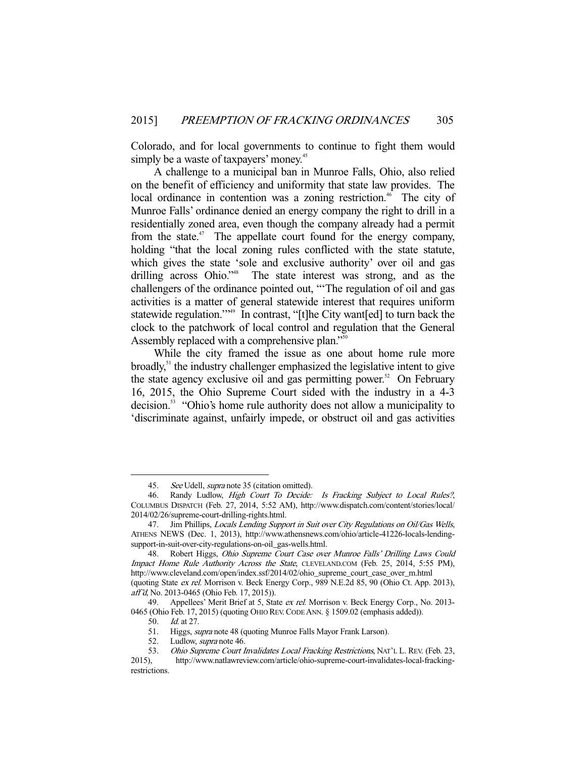Colorado, and for local governments to continue to fight them would simply be a waste of taxpayers' money.[45]

A challenge to a municipal ban in Munroe Falls, Ohio, also relied on the benefit of efficiency and uniformity that state law provides. The local ordinance in contention was a zoning restriction.[46] The city of Munroe Falls' ordinance denied an energy company the right to drill in a residentially zoned area, even though the company already had a permit from the state.[47] The appellate court found for the energy company, holding "that the local zoning rules conflicted with the state statute, which gives the state 'sole and exclusive authority' over oil and gas drilling across Ohio."[48] The state interest was strong, and as the challengers of the ordinance pointed out, "'The regulation of oil and gas activities is a matter of general statewide interest that requires uniform statewide regulation.'"[49] In contrast, "[t]he City want[ed] to turn back the clock to the patchwork of local control and regulation that the General Assembly replaced with a comprehensive plan."[50]

While the city framed the issue as one about home rule more broadly,[51] the industry challenger emphasized the legislative intent to give the state agency exclusive oil and gas permitting power.[52] On February 16, 2015, the Ohio Supreme Court sided with the industry in a 4-3 decision.[53] "Ohio's home rule authority does not allow a municipality to 'discriminate against, unfairly impede, or obstruct oil and gas activities

---

45. *See* Udell, *supra* note 35 (citation omitted).

46. Randy Ludlow, *High Court To Decide: Is Fracking Subject to Local Rules?*, COLUMBUS DISPATCH (Feb. 27, 2014, 5:52 AM), http://www.dispatch.com/content/stories/local/2014/02/26/supreme-court-drilling-rights.html.

47. Jim Phillips, *Locals Lending Support in Suit over City Regulations on Oil/Gas Wells*, ATHENS NEWS (Dec. 1, 2013), http://www.athensnews.com/ohio/article-41226-locals-lending-support-in-suit-over-city-regulations-on-oil_gas-wells.html.

48. Robert Higgs, *Ohio Supreme Court Case over Munroe Falls' Drilling Laws Could Impact Home Rule Authority Across the State*, CLEVELAND.COM (Feb. 25, 2014, 5:55 PM), http://www.cleveland.com/open/index.ssf/2014/02/ohio_supreme_court_case_over_m.html (quoting State *ex rel.* Morrison v. Beck Energy Corp., 989 N.E.2d 85, 90 (Ohio Ct. App. 2013), *aff'd*, No. 2013-0465 (Ohio Feb. 17, 2015)).

49. Appellees' Merit Brief at 5, State *ex rel.* Morrison v. Beck Energy Corp., No. 2013-0465 (Ohio Feb. 17, 2015) (quoting OHIO REV. CODE ANN. § 1509.02 (emphasis added)).

50. *Id.* at 27.

51. Higgs, *supra* note 48 (quoting Munroe Falls Mayor Frank Larson).

52. Ludlow, *supra* note 46.

53. *Ohio Supreme Court Invalidates Local Fracking Restrictions*, NAT'L L. REV. (Feb. 23, 2015), http://www.natlawreview.com/article/ohio-supreme-court-invalidates-local-fracking-restrictions.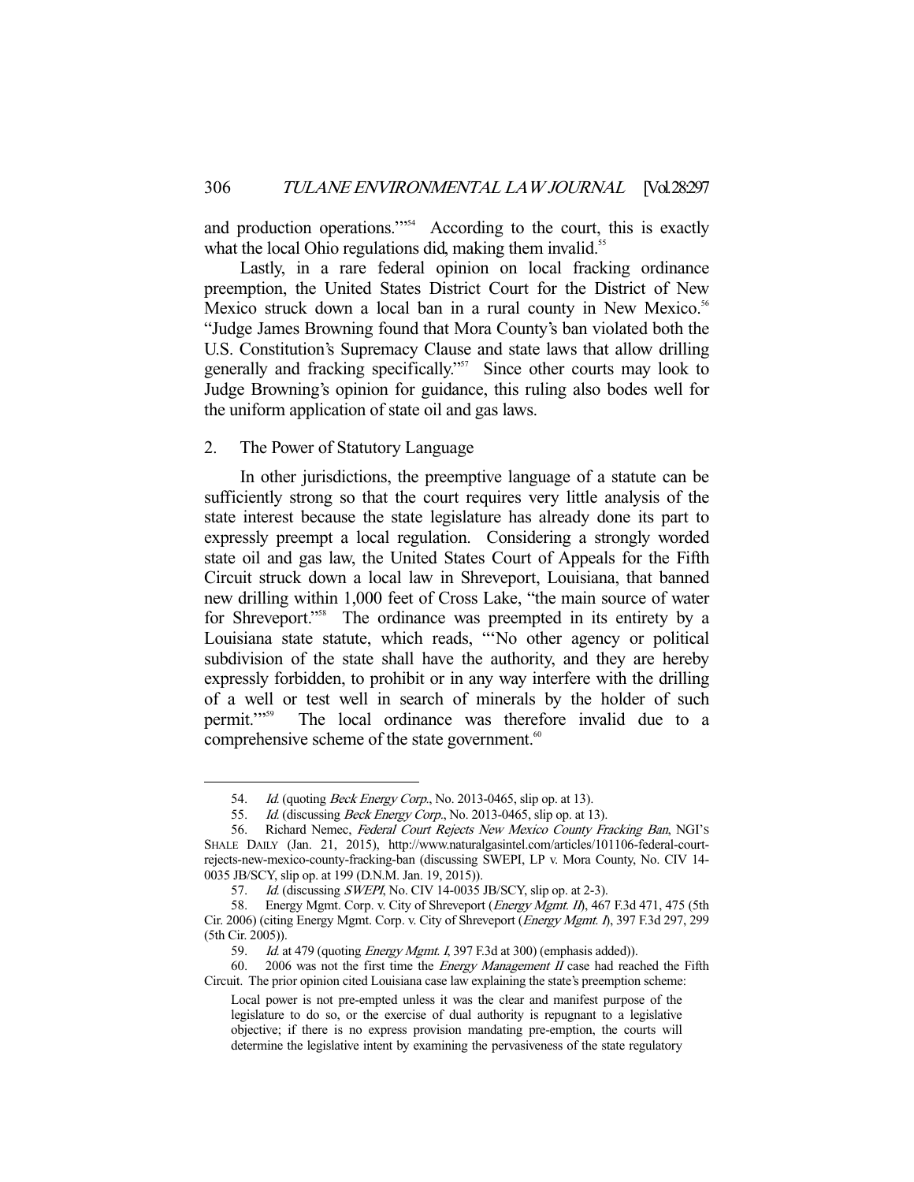and production operations.'"[54] According to the court, this is exactly what the local Ohio regulations did, making them invalid.[55]

Lastly, in a rare federal opinion on local fracking ordinance preemption, the United States District Court for the District of New Mexico struck down a local ban in a rural county in New Mexico.[56] "Judge James Browning found that Mora County's ban violated both the U.S. Constitution's Supremacy Clause and state laws that allow drilling generally and fracking specifically."[57] Since other courts may look to Judge Browning's opinion for guidance, this ruling also bodes well for the uniform application of state oil and gas laws.

### 2. The Power of Statutory Language

In other jurisdictions, the preemptive language of a statute can be sufficiently strong so that the court requires very little analysis of the state interest because the state legislature has already done its part to expressly preempt a local regulation. Considering a strongly worded state oil and gas law, the United States Court of Appeals for the Fifth Circuit struck down a local law in Shreveport, Louisiana, that banned new drilling within 1,000 feet of Cross Lake, "the main source of water for Shreveport."[58] The ordinance was preempted in its entirety by a Louisiana state statute, which reads, "'No other agency or political subdivision of the state shall have the authority, and they are hereby expressly forbidden, to prohibit or in any way interfere with the drilling of a well or test well in search of minerals by the holder of such permit.'"[59] The local ordinance was therefore invalid due to a comprehensive scheme of the state government.[60]

---

54. *Id.* (quoting *Beck Energy Corp.*, No. 2013-0465, slip op. at 13).

55. *Id.* (discussing *Beck Energy Corp.*, No. 2013-0465, slip op. at 13).

56. Richard Nemec, *Federal Court Rejects New Mexico County Fracking Ban*, NGI'S SHALE DAILY (Jan. 21, 2015), http://www.naturalgasintel.com/articles/101106-federal-court-rejects-new-mexico-county-fracking-ban (discussing SWEPI, LP v. Mora County, No. CIV 14-0035 JB/SCY, slip op. at 199 (D.N.M. Jan. 19, 2015)).

57. *Id.* (discussing *SWEPI*, No. CIV 14-0035 JB/SCY, slip op. at 2-3).

58. Energy Mgmt. Corp. v. City of Shreveport (*Energy Mgmt. II*), 467 F.3d 471, 475 (5th Cir. 2006) (citing Energy Mgmt. Corp. v. City of Shreveport (*Energy Mgmt. I*), 397 F.3d 297, 299 (5th Cir. 2005)).

59. *Id.* at 479 (quoting *Energy Mgmt. I*, 397 F.3d at 300) (emphasis added)).

60. 2006 was not the first time the *Energy Management II* case had reached the Fifth Circuit. The prior opinion cited Louisiana case law explaining the state's preemption scheme:

> Local power is not pre-empted unless it was the clear and manifest purpose of the legislature to do so, or the exercise of dual authority is repugnant to a legislative objective; if there is no express provision mandating pre-emption, the courts will determine the legislative intent by examining the pervasiveness of the state regulatory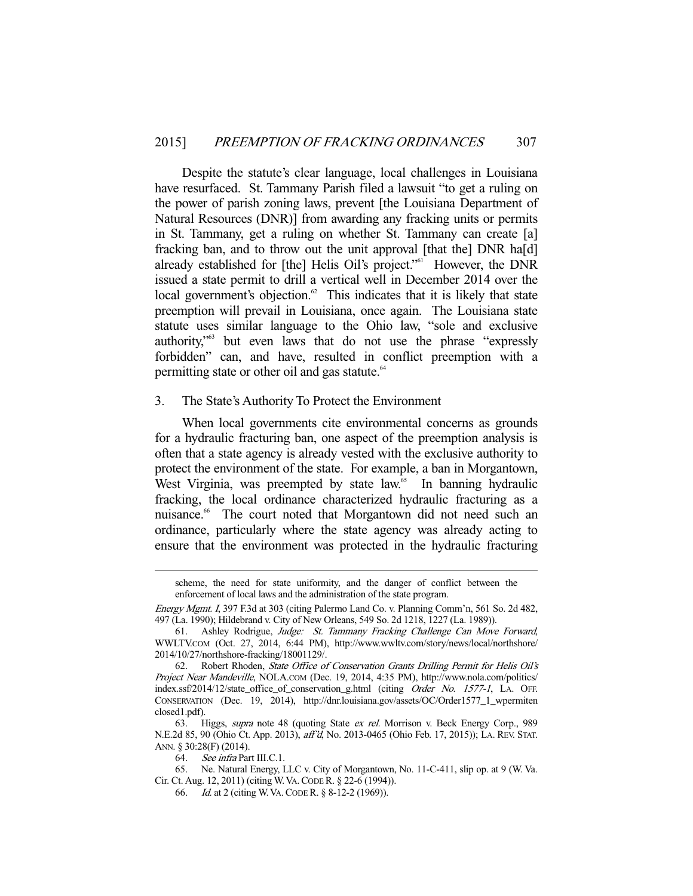Despite the statute's clear language, local challenges in Louisiana have resurfaced. St. Tammany Parish filed a lawsuit "to get a ruling on the power of parish zoning laws, prevent [the Louisiana Department of Natural Resources (DNR)] from awarding any fracking units or permits in St. Tammany, get a ruling on whether St. Tammany can create [a] fracking ban, and to throw out the unit approval [that the] DNR ha[d] already established for [the] Helis Oil's project."[61] However, the DNR issued a state permit to drill a vertical well in December 2014 over the local government's objection.[62] This indicates that it is likely that state preemption will prevail in Louisiana, once again. The Louisiana state statute uses similar language to the Ohio law, "sole and exclusive authority,"[63] but even laws that do not use the phrase "expressly forbidden" can, and have, resulted in conflict preemption with a permitting state or other oil and gas statute.[64]

### 3. The State's Authority To Protect the Environment

When local governments cite environmental concerns as grounds for a hydraulic fracturing ban, one aspect of the preemption analysis is often that a state agency is already vested with the exclusive authority to protect the environment of the state. For example, a ban in Morgantown, West Virginia, was preempted by state law.[65] In banning hydraulic fracking, the local ordinance characterized hydraulic fracturing as a nuisance.[66] The court noted that Morgantown did not need such an ordinance, particularly where the state agency was already acting to ensure that the environment was protected in the hydraulic fracturing

---

scheme, the need for state uniformity, and the danger of conflict between the enforcement of local laws and the administration of the state program.

*Energy Mgmt. I*, 397 F.3d at 303 (citing Palermo Land Co. v. Planning Comm'n, 561 So. 2d 482, 497 (La. 1990); Hildebrand v. City of New Orleans, 549 So. 2d 1218, 1227 (La. 1989)).

61. Ashley Rodrigue, *Judge: St. Tammany Fracking Challenge Can Move Forward*, WWLTV.COM (Oct. 27, 2014, 6:44 PM), http://www.wwltv.com/story/news/local/northshore/2014/10/27/northshore-fracking/18001129/.

62. Robert Rhoden, *State Office of Conservation Grants Drilling Permit for Helis Oil's Project Near Mandeville*, NOLA.COM (Dec. 19, 2014, 4:35 PM), http://www.nola.com/politics/index.ssf/2014/12/state_office_of_conservation_g.html (citing *Order No. 1577-1*, LA. OFF. CONSERVATION (Dec. 19, 2014), http://dnr.louisiana.gov/assets/OC/Order1577_1_wpermitenclosed1.pdf).

63. Higgs, *supra* note 48 (quoting State *ex rel.* Morrison v. Beck Energy Corp., 989 N.E.2d 85, 90 (Ohio Ct. App. 2013), *aff'd*, No. 2013-0465 (Ohio Feb. 17, 2015)); LA. REV. STAT. ANN. § 30:28(F) (2014).

64. *See infra* Part III.C.1.

65. Ne. Natural Energy, LLC v. City of Morgantown, No. 11-C-411, slip op. at 9 (W. Va. Cir. Ct. Aug. 12, 2011) (citing W. VA. CODE R. § 22-6 (1994)).

66. *Id.* at 2 (citing W. VA. CODE R. § 8-12-2 (1969)).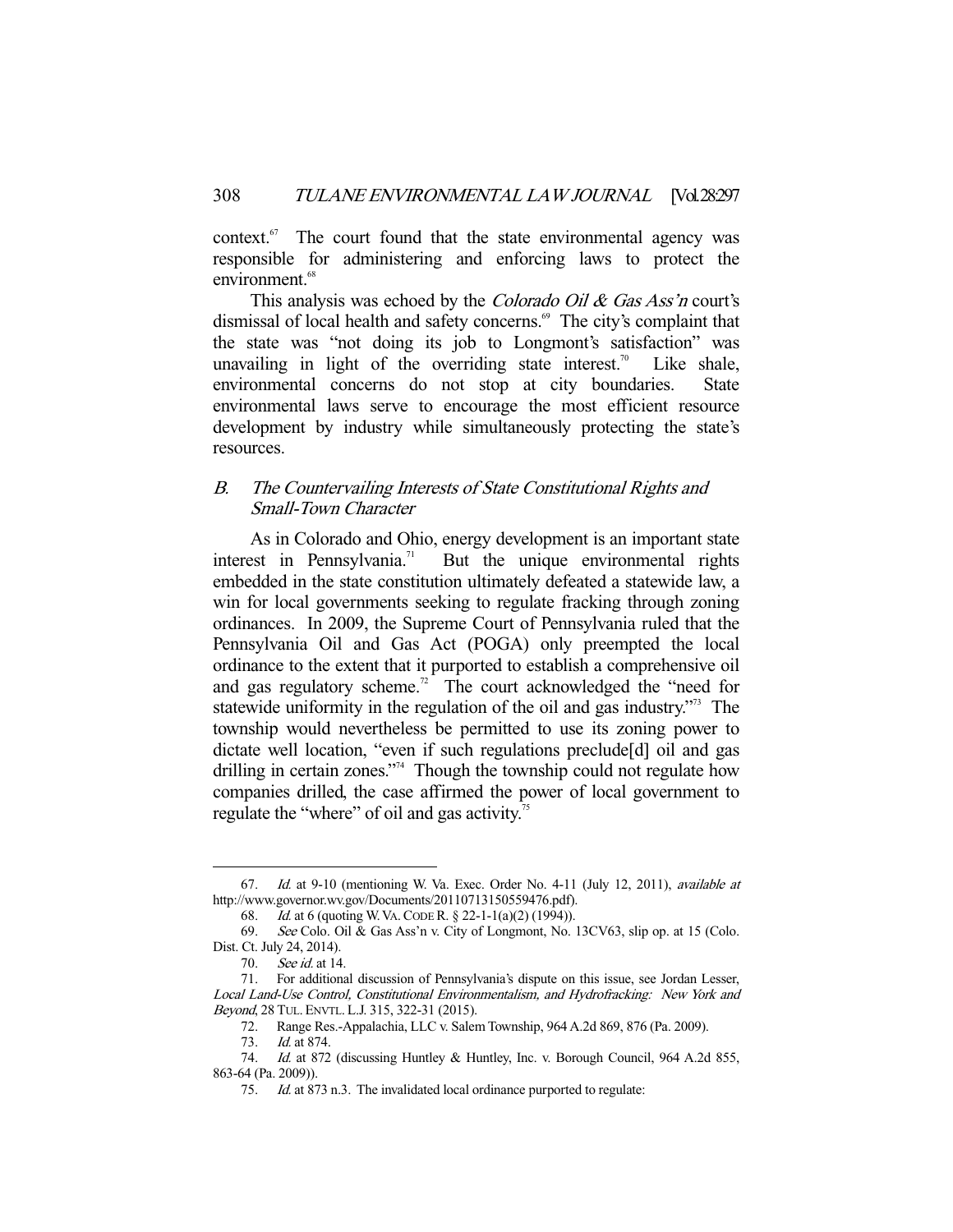context.[67] The court found that the state environmental agency was responsible for administering and enforcing laws to protect the environment.[68]

This analysis was echoed by the *Colorado Oil & Gas Ass'n* court's dismissal of local health and safety concerns.[69] The city's complaint that the state was "not doing its job to Longmont's satisfaction" was unavailing in light of the overriding state interest.[70] Like shale, environmental concerns do not stop at city boundaries. State environmental laws serve to encourage the most efficient resource development by industry while simultaneously protecting the state's resources.

### *B. The Countervailing Interests of State Constitutional Rights and Small-Town Character*

As in Colorado and Ohio, energy development is an important state interest in Pennsylvania.[71] But the unique environmental rights embedded in the state constitution ultimately defeated a statewide law, a win for local governments seeking to regulate fracking through zoning ordinances. In 2009, the Supreme Court of Pennsylvania ruled that the Pennsylvania Oil and Gas Act (POGA) only preempted the local ordinance to the extent that it purported to establish a comprehensive oil and gas regulatory scheme.[72] The court acknowledged the "need for statewide uniformity in the regulation of the oil and gas industry."[73] The township would nevertheless be permitted to use its zoning power to dictate well location, "even if such regulations preclude[d] oil and gas drilling in certain zones."[74] Though the township could not regulate how companies drilled, the case affirmed the power of local government to regulate the "where" of oil and gas activity.[75]

---

67. *Id.* at 9-10 (mentioning W. Va. Exec. Order No. 4-11 (July 12, 2011), *available at* http://www.governor.wv.gov/Documents/20110713150559476.pdf).

68. *Id.* at 6 (quoting W. VA. CODE R. § 22-1-1(a)(2) (1994)).

69. *See* Colo. Oil & Gas Ass'n v. City of Longmont, No. 13CV63, slip op. at 15 (Colo. Dist. Ct. July 24, 2014).

70. *See id.* at 14.

71. For additional discussion of Pennsylvania's dispute on this issue, see Jordan Lesser, *Local Land-Use Control, Constitutional Environmentalism, and Hydrofracking: New York and Beyond*, 28 TUL. ENVTL. L.J. 315, 322-31 (2015).

72. Range Res.-Appalachia, LLC v. Salem Township, 964 A.2d 869, 876 (Pa. 2009).

73. *Id.* at 874.

74. *Id.* at 872 (discussing Huntley & Huntley, Inc. v. Borough Council, 964 A.2d 855, 863-64 (Pa. 2009)).

75. *Id.* at 873 n.3. The invalidated local ordinance purported to regulate: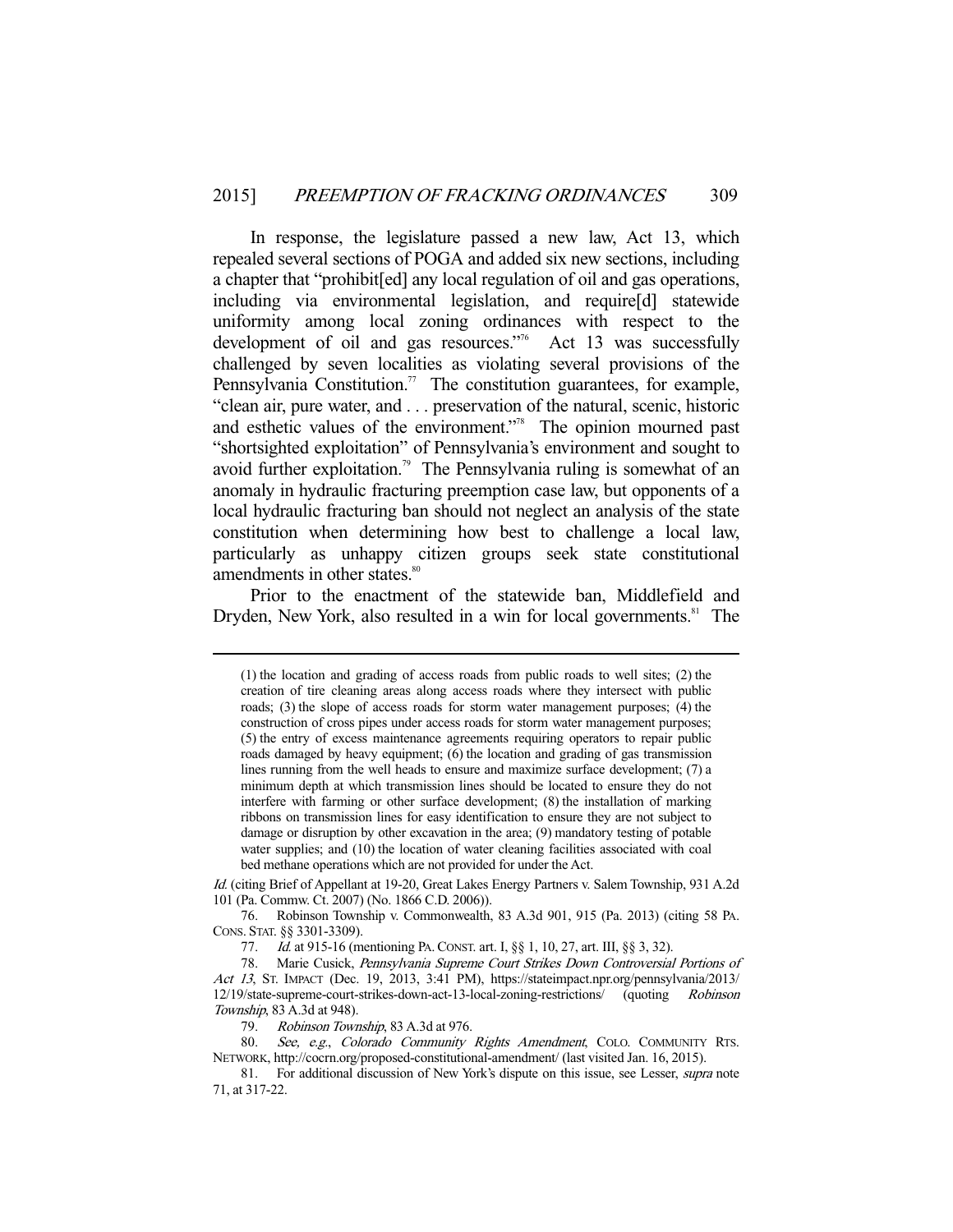In response, the legislature passed a new law, Act 13, which repealed several sections of POGA and added six new sections, including a chapter that "prohibit[ed] any local regulation of oil and gas operations, including via environmental legislation, and require[d] statewide uniformity among local zoning ordinances with respect to the development of oil and gas resources."[76] Act 13 was successfully challenged by seven localities as violating several provisions of the Pennsylvania Constitution.[77] The constitution guarantees, for example, "clean air, pure water, and . . . preservation of the natural, scenic, historic and esthetic values of the environment."[78] The opinion mourned past "shortsighted exploitation" of Pennsylvania's environment and sought to avoid further exploitation.[79] The Pennsylvania ruling is somewhat of an anomaly in hydraulic fracturing preemption case law, but opponents of a local hydraulic fracturing ban should not neglect an analysis of the state constitution when determining how best to challenge a local law, particularly as unhappy citizen groups seek state constitutional amendments in other states.[80]

Prior to the enactment of the statewide ban, Middlefield and Dryden, New York, also resulted in a win for local governments.[81] The

---

(1) the location and grading of access roads from public roads to well sites; (2) the creation of tire cleaning areas along access roads where they intersect with public roads; (3) the slope of access roads for storm water management purposes; (4) the construction of cross pipes under access roads for storm water management purposes; (5) the entry of excess maintenance agreements requiring operators to repair public roads damaged by heavy equipment; (6) the location and grading of gas transmission lines running from the well heads to ensure and maximize surface development; (7) a minimum depth at which transmission lines should be located to ensure they do not interfere with farming or other surface development; (8) the installation of marking ribbons on transmission lines for easy identification to ensure they are not subject to damage or disruption by other excavation in the area; (9) mandatory testing of potable water supplies; and (10) the location of water cleaning facilities associated with coal bed methane operations which are not provided for under the Act.

*Id.* (citing Brief of Appellant at 19-20, Great Lakes Energy Partners v. Salem Township, 931 A.2d 101 (Pa. Commw. Ct. 2007) (No. 1866 C.D. 2006)).

76. Robinson Township v. Commonwealth, 83 A.3d 901, 915 (Pa. 2013) (citing 58 PA. CONS. STAT. §§ 3301-3309).

77. *Id.* at 915-16 (mentioning PA. CONST. art. I, §§ 1, 10, 27, art. III, §§ 3, 32).

78. Marie Cusick, *Pennsylvania Supreme Court Strikes Down Controversial Portions of Act 13*, ST. IMPACT (Dec. 19, 2013, 3:41 PM), https://stateimpact.npr.org/pennsylvania/2013/12/19/state-supreme-court-strikes-down-act-13-local-zoning-restrictions/ (quoting *Robinson Township*, 83 A.3d at 948).

79. *Robinson Township*, 83 A.3d at 976.

80. *See, e.g.*, *Colorado Community Rights Amendment*, COLO. COMMUNITY RTS. NETWORK, http://cocrn.org/proposed-constitutional-amendment/ (last visited Jan. 16, 2015).

81. For additional discussion of New York's dispute on this issue, see Lesser, *supra* note 71, at 317-22.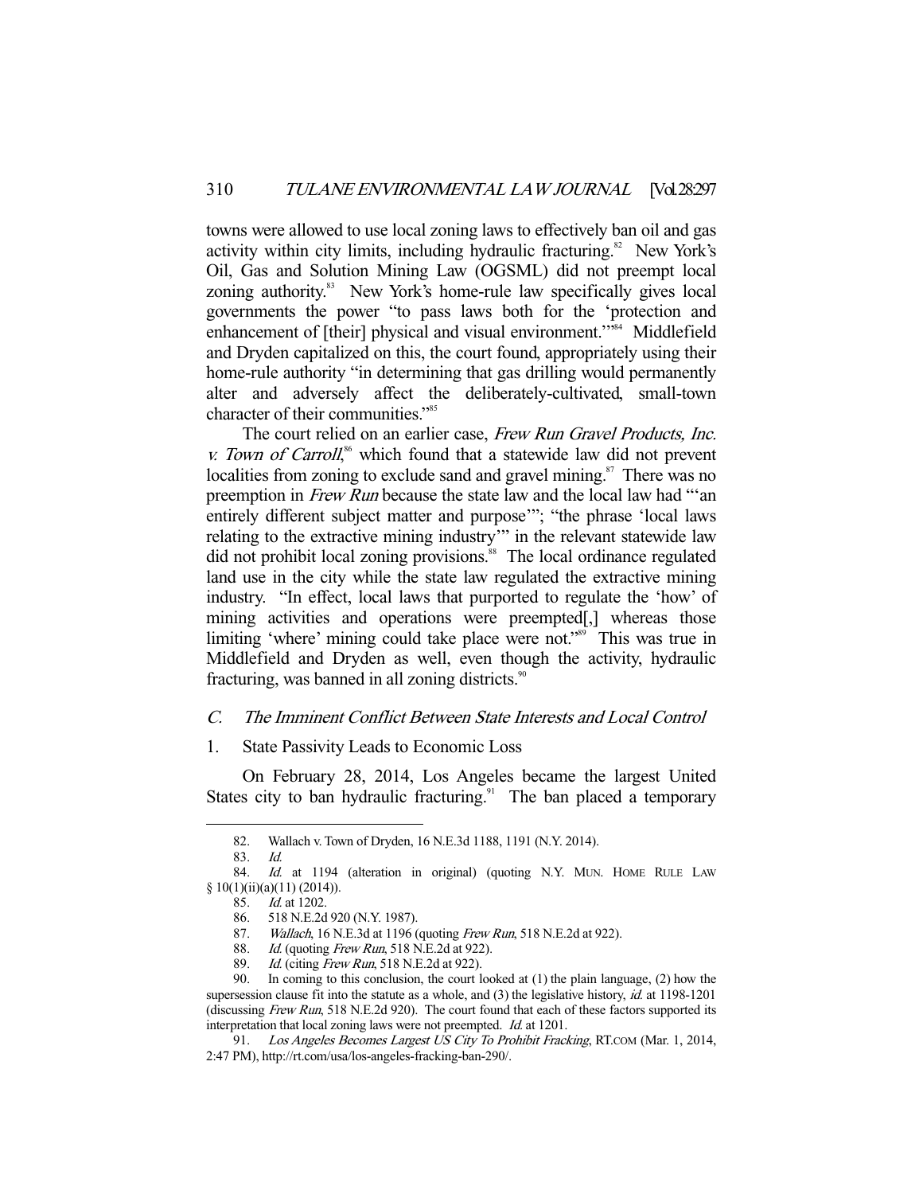towns were allowed to use local zoning laws to effectively ban oil and gas activity within city limits, including hydraulic fracturing.[82] New York's Oil, Gas and Solution Mining Law (OGSML) did not preempt local zoning authority.[83] New York's home-rule law specifically gives local governments the power "to pass laws both for the 'protection and enhancement of [their] physical and visual environment.'"[84] Middlefield and Dryden capitalized on this, the court found, appropriately using their home-rule authority "in determining that gas drilling would permanently alter and adversely affect the deliberately-cultivated, small-town character of their communities."[85]

The court relied on an earlier case, *Frew Run Gravel Products, Inc. v. Town of Carroll*,[86] which found that a statewide law did not prevent localities from zoning to exclude sand and gravel mining.[87] There was no preemption in *Frew Run* because the state law and the local law had "'an entirely different subject matter and purpose'"; "the phrase 'local laws relating to the extractive mining industry'" in the relevant statewide law did not prohibit local zoning provisions.[88] The local ordinance regulated land use in the city while the state law regulated the extractive mining industry. "In effect, local laws that purported to regulate the 'how' of mining activities and operations were preempted[,] whereas those limiting 'where' mining could take place were not."[89] This was true in Middlefield and Dryden as well, even though the activity, hydraulic fracturing, was banned in all zoning districts.[90]

### *C. The Imminent Conflict Between State Interests and Local Control*

#### 1. State Passivity Leads to Economic Loss

On February 28, 2014, Los Angeles became the largest United States city to ban hydraulic fracturing.[91] The ban placed a temporary

---

82. Wallach v. Town of Dryden, 16 N.E.3d 1188, 1191 (N.Y. 2014).

83. *Id.*

84. *Id.* at 1194 (alteration in original) (quoting N.Y. MUN. HOME RULE LAW § 10(1)(ii)(a)(11) (2014)).

85. *Id.* at 1202.

86. 518 N.E.2d 920 (N.Y. 1987).

87. *Wallach*, 16 N.E.3d at 1196 (quoting *Frew Run*, 518 N.E.2d at 922).

88. *Id.* (quoting *Frew Run*, 518 N.E.2d at 922).

89. *Id.* (citing *Frew Run*, 518 N.E.2d at 922).

90. In coming to this conclusion, the court looked at (1) the plain language, (2) how the supersession clause fit into the statute as a whole, and (3) the legislative history, *id.* at 1198-1201 (discussing *Frew Run*, 518 N.E.2d 920). The court found that each of these factors supported its interpretation that local zoning laws were not preempted. *Id.* at 1201.

91. *Los Angeles Becomes Largest US City To Prohibit Fracking*, RT.COM (Mar. 1, 2014, 2:47 PM), http://rt.com/usa/los-angeles-fracking-ban-290/.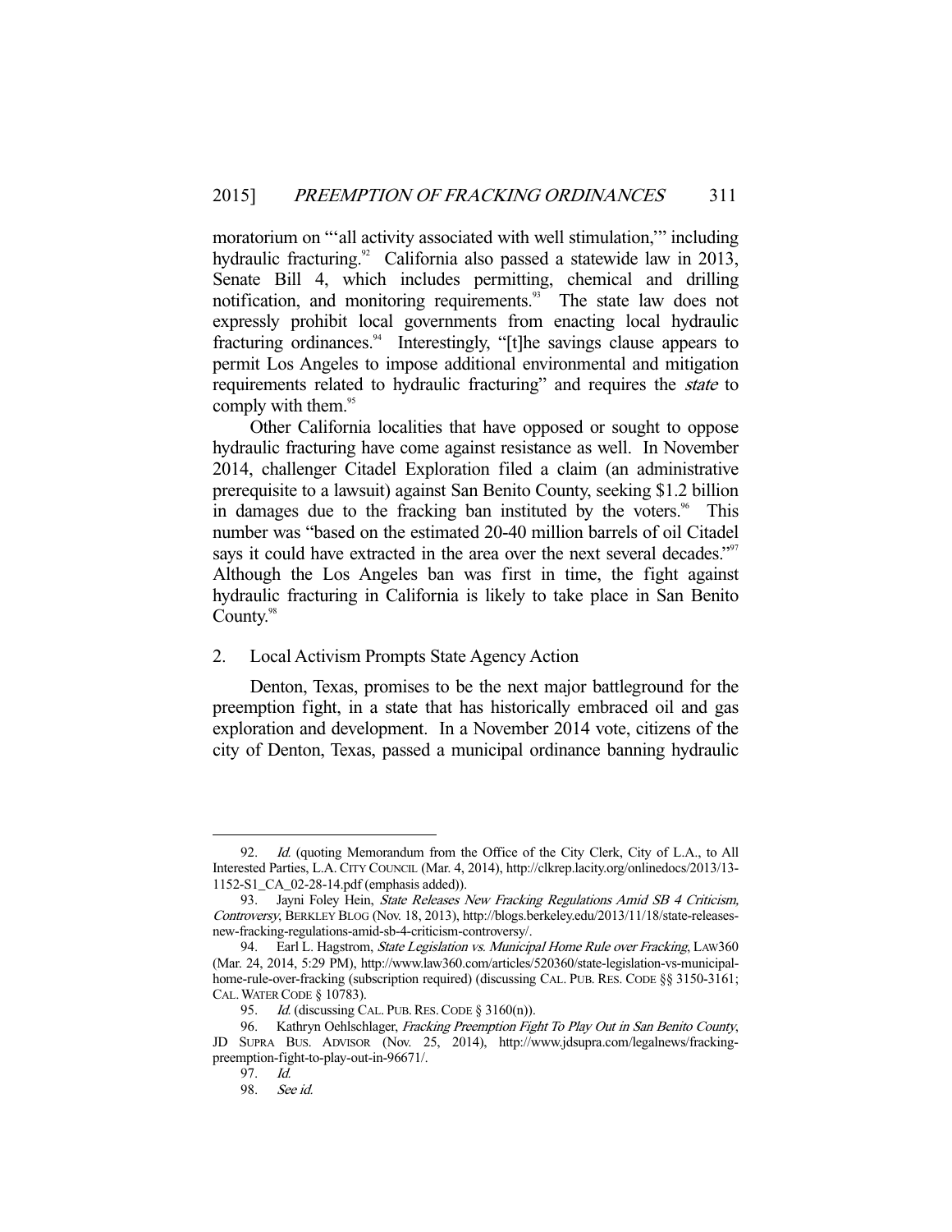moratorium on "'all activity associated with well stimulation,'" including hydraulic fracturing.[92] California also passed a statewide law in 2013, Senate Bill 4, which includes permitting, chemical and drilling notification, and monitoring requirements.[93] The state law does not expressly prohibit local governments from enacting local hydraulic fracturing ordinances.[94] Interestingly, "[t]he savings clause appears to permit Los Angeles to impose additional environmental and mitigation requirements related to hydraulic fracturing" and requires the *state* to comply with them.[95]

Other California localities that have opposed or sought to oppose hydraulic fracturing have come against resistance as well. In November 2014, challenger Citadel Exploration filed a claim (an administrative prerequisite to a lawsuit) against San Benito County, seeking $1.2 billion in damages due to the fracking ban instituted by the voters.[96] This number was "based on the estimated 20-40 million barrels of oil Citadel says it could have extracted in the area over the next several decades."[97] Although the Los Angeles ban was first in time, the fight against hydraulic fracturing in California is likely to take place in San Benito County.[98]

### 2. Local Activism Prompts State Agency Action

Denton, Texas, promises to be the next major battleground for the preemption fight, in a state that has historically embraced oil and gas exploration and development. In a November 2014 vote, citizens of the city of Denton, Texas, passed a municipal ordinance banning hydraulic

---

92. *Id.* (quoting Memorandum from the Office of the City Clerk, City of L.A., to All Interested Parties, L.A. CITY COUNCIL (Mar. 4, 2014), http://clkrep.lacity.org/onlinedocs/2013/13-1152-S1_CA_02-28-14.pdf (emphasis added)).

93. Jayni Foley Hein, *State Releases New Fracking Regulations Amid SB 4 Criticism, Controversy*, BERKLEY BLOG (Nov. 18, 2013), http://blogs.berkeley.edu/2013/11/18/state-releases-new-fracking-regulations-amid-sb-4-criticism-controversy/.

94. Earl L. Hagstrom, *State Legislation vs. Municipal Home Rule over Fracking*, LAW360 (Mar. 24, 2014, 5:29 PM), http://www.law360.com/articles/520360/state-legislation-vs-municipal-home-rule-over-fracking (subscription required) (discussing CAL. PUB. RES. CODE §§ 3150-3161; CAL. WATER CODE § 10783).

95. *Id.* (discussing CAL. PUB. RES. CODE § 3160(n)).

96. Kathryn Oehlschlager, *Fracking Preemption Fight To Play Out in San Benito County*, JD SUPRA BUS. ADVISOR (Nov. 25, 2014), http://www.jdsupra.com/legalnews/fracking-preemption-fight-to-play-out-in-96671/.

97. *Id.*

98. *See id.*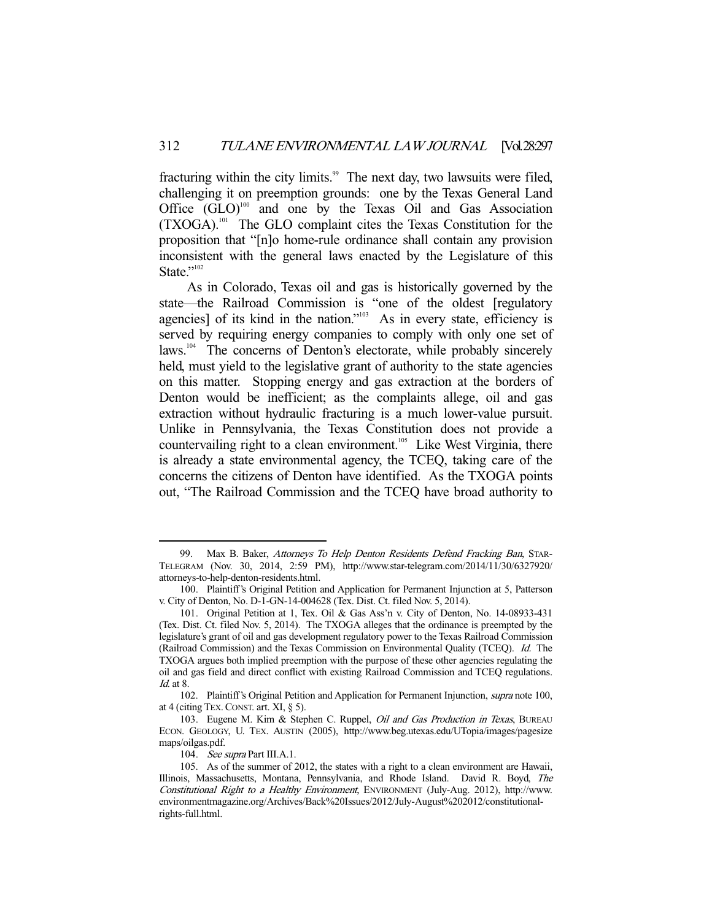fracturing within the city limits.[99] The next day, two lawsuits were filed, challenging it on preemption grounds: one by the Texas General Land Office (GLO)[100] and one by the Texas Oil and Gas Association (TXOGA).[101] The GLO complaint cites the Texas Constitution for the proposition that "[n]o home-rule ordinance shall contain any provision inconsistent with the general laws enacted by the Legislature of this State."[102]

As in Colorado, Texas oil and gas is historically governed by the state—the Railroad Commission is "one of the oldest [regulatory agencies] of its kind in the nation."[103] As in every state, efficiency is served by requiring energy companies to comply with only one set of laws.[104] The concerns of Denton's electorate, while probably sincerely held, must yield to the legislative grant of authority to the state agencies on this matter. Stopping energy and gas extraction at the borders of Denton would be inefficient; as the complaints allege, oil and gas extraction without hydraulic fracturing is a much lower-value pursuit. Unlike in Pennsylvania, the Texas Constitution does not provide a countervailing right to a clean environment.[105] Like West Virginia, there is already a state environmental agency, the TCEQ, taking care of the concerns the citizens of Denton have identified. As the TXOGA points out, "The Railroad Commission and the TCEQ have broad authority to

---

99. Max B. Baker, *Attorneys To Help Denton Residents Defend Fracking Ban*, STAR-TELEGRAM (Nov. 30, 2014, 2:59 PM), http://www.star-telegram.com/2014/11/30/6327920/attorneys-to-help-denton-residents.html.

100. Plaintiff's Original Petition and Application for Permanent Injunction at 5, Patterson v. City of Denton, No. D-1-GN-14-004628 (Tex. Dist. Ct. filed Nov. 5, 2014).

101. Original Petition at 1, Tex. Oil & Gas Ass'n v. City of Denton, No. 14-08933-431 (Tex. Dist. Ct. filed Nov. 5, 2014). The TXOGA alleges that the ordinance is preempted by the legislature's grant of oil and gas development regulatory power to the Texas Railroad Commission (Railroad Commission) and the Texas Commission on Environmental Quality (TCEQ). *Id.* The TXOGA argues both implied preemption with the purpose of these other agencies regulating the oil and gas field and direct conflict with existing Railroad Commission and TCEQ regulations. *Id.* at 8.

102. Plaintiff's Original Petition and Application for Permanent Injunction, *supra* note 100, at 4 (citing TEX. CONST. art. XI, § 5).

103. Eugene M. Kim & Stephen C. Ruppel, *Oil and Gas Production in Texas*, BUREAU ECON. GEOLOGY, U. TEX. AUSTIN (2005), http://www.beg.utexas.edu/UTopia/images/pagesize maps/oilgas.pdf.

104. *See supra* Part III.A.1.

105. As of the summer of 2012, the states with a right to a clean environment are Hawaii, Illinois, Massachusetts, Montana, Pennsylvania, and Rhode Island. David R. Boyd, *The Constitutional Right to a Healthy Environment*, ENVIRONMENT (July-Aug. 2012), http://www.environmentmagazine.org/Archives/Back%20Issues/2012/July-August%202012/constitutional-rights-full.html.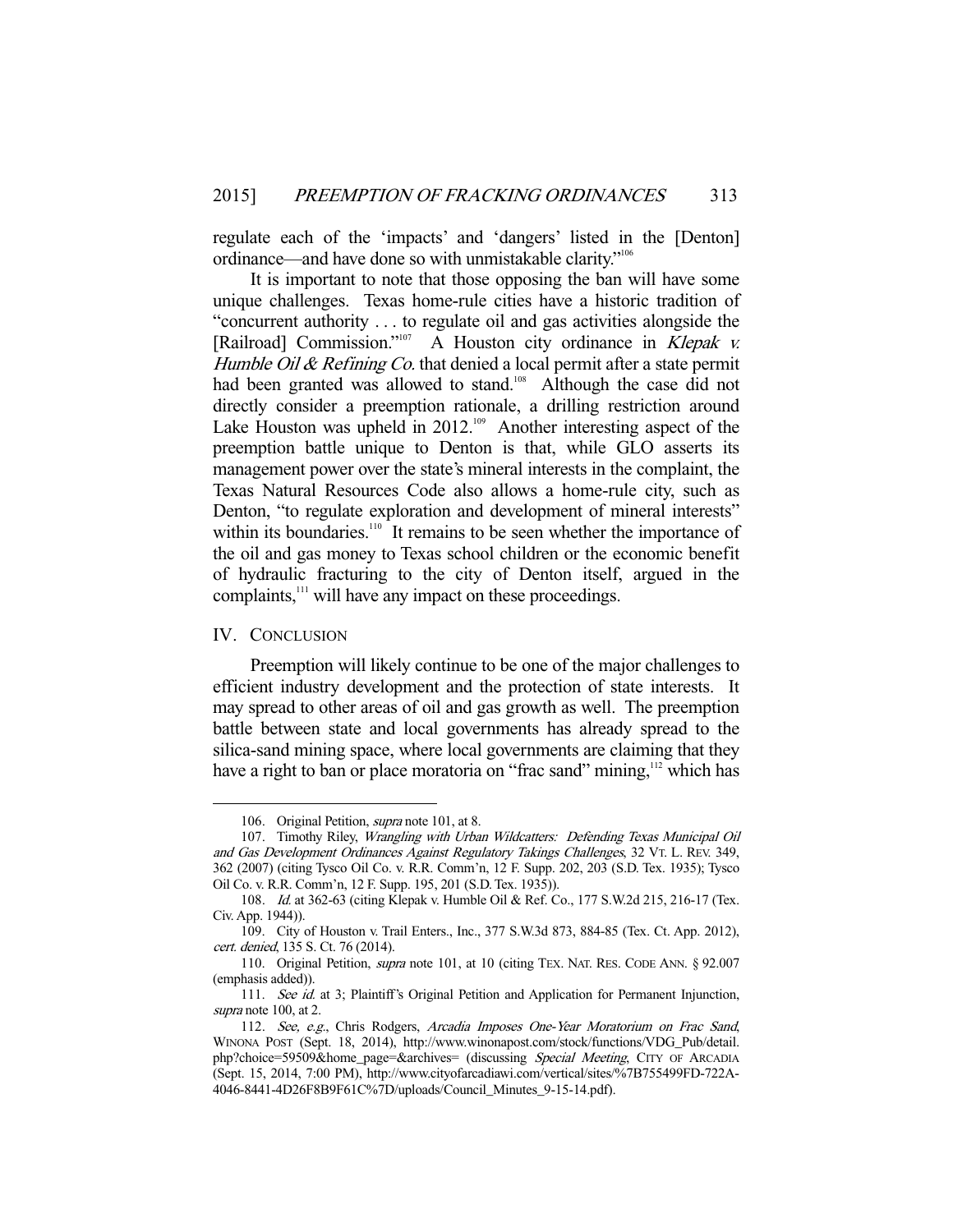regulate each of the 'impacts' and 'dangers' listed in the [Denton] ordinance—and have done so with unmistakable clarity."[106]

It is important to note that those opposing the ban will have some unique challenges. Texas home-rule cities have a historic tradition of "concurrent authority . . . to regulate oil and gas activities alongside the [Railroad] Commission."[107] A Houston city ordinance in *Klepak v. Humble Oil & Refining Co.* that denied a local permit after a state permit had been granted was allowed to stand.[108] Although the case did not directly consider a preemption rationale, a drilling restriction around Lake Houston was upheld in 2012.[109] Another interesting aspect of the preemption battle unique to Denton is that, while GLO asserts its management power over the state's mineral interests in the complaint, the Texas Natural Resources Code also allows a home-rule city, such as Denton, "to regulate exploration and development of mineral interests" within its boundaries.[110] It remains to be seen whether the importance of the oil and gas money to Texas school children or the economic benefit of hydraulic fracturing to the city of Denton itself, argued in the complaints,[111] will have any impact on these proceedings.

## IV. CONCLUSION

Preemption will likely continue to be one of the major challenges to efficient industry development and the protection of state interests. It may spread to other areas of oil and gas growth as well. The preemption battle between state and local governments has already spread to the silica-sand mining space, where local governments are claiming that they have a right to ban or place moratoria on "frac sand" mining,[112] which has

---

106. Original Petition, *supra* note 101, at 8.

107. Timothy Riley, *Wrangling with Urban Wildcatters: Defending Texas Municipal Oil and Gas Development Ordinances Against Regulatory Takings Challenges*, 32 VT. L. REV. 349, 362 (2007) (citing Tysco Oil Co. v. R.R. Comm'n, 12 F. Supp. 202, 203 (S.D. Tex. 1935); Tysco Oil Co. v. R.R. Comm'n, 12 F. Supp. 195, 201 (S.D. Tex. 1935)).

108. *Id.* at 362-63 (citing Klepak v. Humble Oil & Ref. Co., 177 S.W.2d 215, 216-17 (Tex. Civ. App. 1944)).

109. City of Houston v. Trail Enters., Inc., 377 S.W.3d 873, 884-85 (Tex. Ct. App. 2012), *cert. denied*, 135 S. Ct. 76 (2014).

110. Original Petition, *supra* note 101, at 10 (citing TEX. NAT. RES. CODE ANN. § 92.007 (emphasis added)).

111. *See id.* at 3; Plaintiff's Original Petition and Application for Permanent Injunction, *supra* note 100, at 2.

112. *See, e.g.*, Chris Rodgers, *Arcadia Imposes One-Year Moratorium on Frac Sand*, WINONA POST (Sept. 18, 2014), http://www.winonapost.com/stock/functions/VDG_Pub/detail.php?choice=59509&home_page=&archives= (discussing *Special Meeting*, CITY OF ARCADIA (Sept. 15, 2014, 7:00 PM), http://www.cityofarcadiawi.com/vertical/sites/%7B755499FD-722A-4046-8441-4D26F8B9F61C%7D/uploads/Council_Minutes_9-15-14.pdf).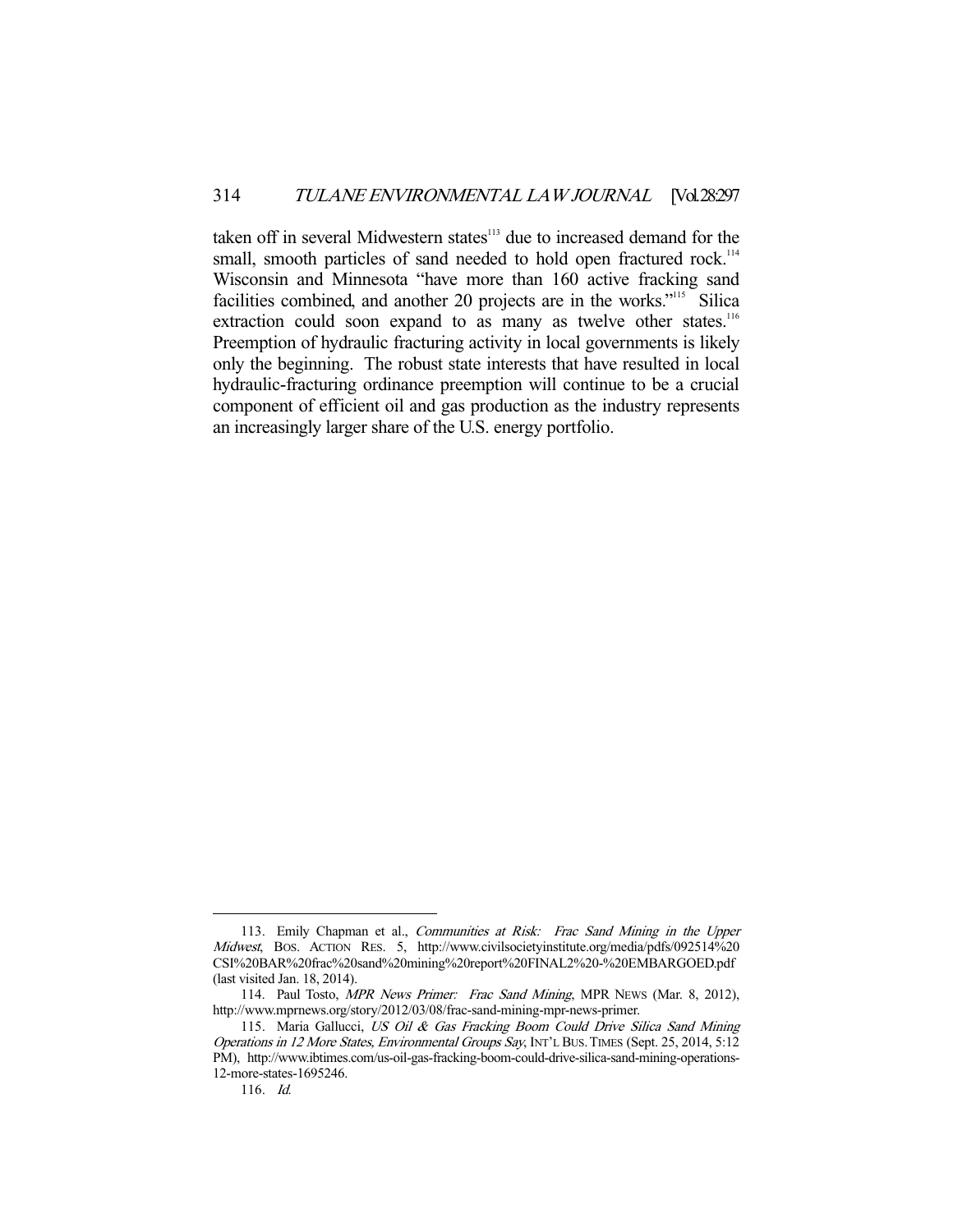taken off in several Midwestern states[113] due to increased demand for the small, smooth particles of sand needed to hold open fractured rock.[114] Wisconsin and Minnesota "have more than 160 active fracking sand facilities combined, and another 20 projects are in the works."[115] Silica extraction could soon expand to as many as twelve other states.[116] Preemption of hydraulic fracturing activity in local governments is likely only the beginning. The robust state interests that have resulted in local hydraulic-fracturing ordinance preemption will continue to be a crucial component of efficient oil and gas production as the industry represents an increasingly larger share of the U.S. energy portfolio.

---

113. Emily Chapman et al., *Communities at Risk: Frac Sand Mining in the Upper Midwest*, BOS. ACTION RES. 5, http://www.civilsocietyinstitute.org/media/pdfs/092514%20CSI%20BAR%20frac%20sand%20mining%20report%20FINAL2%20-%20EMBARGOED.pdf (last visited Jan. 18, 2014).

114. Paul Tosto, *MPR News Primer: Frac Sand Mining*, MPR NEWS (Mar. 8, 2012), http://www.mprnews.org/story/2012/03/08/frac-sand-mining-mpr-news-primer.

115. Maria Gallucci, *US Oil & Gas Fracking Boom Could Drive Silica Sand Mining Operations in 12 More States, Environmental Groups Say*, INT'L BUS. TIMES (Sept. 25, 2014, 5:12 PM), http://www.ibtimes.com/us-oil-gas-fracking-boom-could-drive-silica-sand-mining-operations-12-more-states-1695246.

116. *Id.*